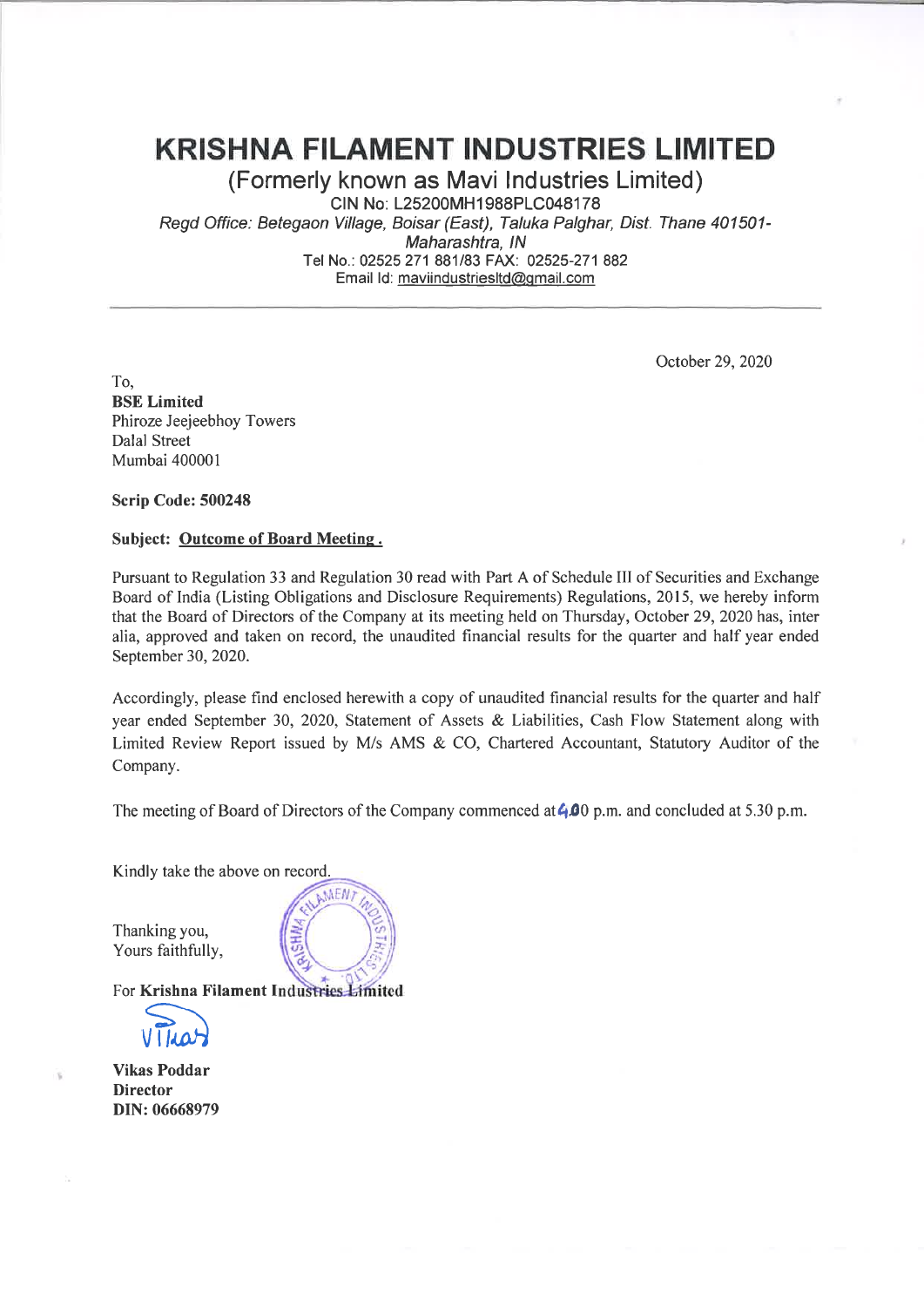# KRISHNA FILAMENT INDUSTRIES LIMITED

## (Formerly known as Mavi Industries Limited)

CIN No: L25200MH1988PLC048178

*Regd Office: Betegaon Village, Boisar (East), Taluka Palghar, Dist. Thane 401501-Maharashtra, IN*

Tel No.: 02525 271 881/83 FAX: 02525-271 882

Email Id: maviindustriesltd@gmail.com

---

October 29, 2020

To,
**BSE Limited**
Phiroze Jeejeebhoy Towers
Dalal Street
Mumbai 400001

**Scrip Code: 500248**

**Subject: Outcome of Board Meeting .**

Pursuant to Regulation 33 and Regulation 30 read with Part A of Schedule III of Securities and Exchange Board of India (Listing Obligations and Disclosure Requirements) Regulations, 2015, we hereby inform that the Board of Directors of the Company at its meeting held on Thursday, October 29, 2020 has, inter alia, approved and taken on record, the unaudited financial results for the quarter and half year ended September 30, 2020.

Accordingly, please find enclosed herewith a copy of unaudited financial results for the quarter and half year ended September 30, 2020, Statement of Assets & Liabilities, Cash Flow Statement along with Limited Review Report issued by M/s AMS & CO, Chartered Accountant, Statutory Auditor of the Company.

The meeting of Board of Directors of the Company commenced at 4.00 p.m. and concluded at 5.30 p.m.

Kindly take the above on record.

Thanking you,
Yours faithfully,

For **Krishna Filament Industries Limited**

**Vikas Poddar**
**Director**
**DIN: 06668979**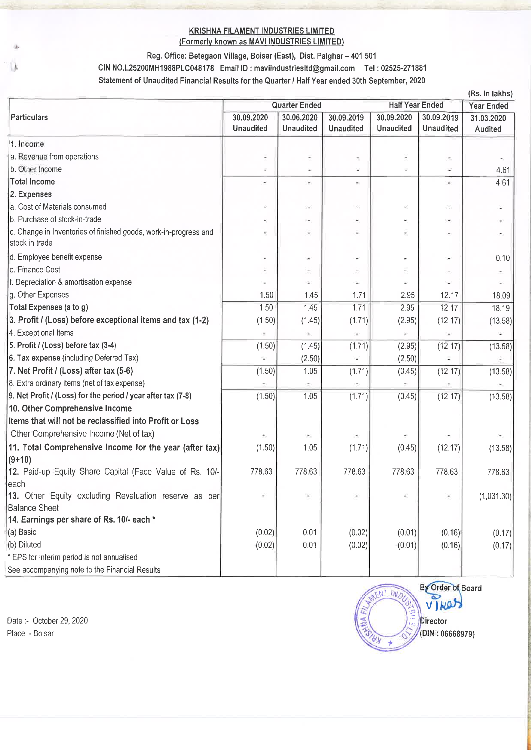**KRISHNA FILAMENT INDUSTRIES LIMITED**
**(Formerly known as MAVI INDUSTRIES LIMITED)**

Reg. Office: Betegaon Village, Boisar (East), Dist. Palghar – 401 501

CIN NO.L25200MH1988PLC048178 Email ID : maviindustriesltd@gmail.com Tel : 02525-271881

Statement of Unaudited Financial Results for the Quarter / Half Year ended 30th September, 2020

(Rs. In lakhs)

| Particulars | Quarter Ended | | | Half Year Ended | | Year Ended |
|---|---|---|---|---|---|---|
| | 30.09.2020 Unaudited | 30.06.2020 Unaudited | 30.09.2019 Unaudited | 30.09.2020 Unaudited | 30.09.2019 Unaudited | 31.03.2020 Audited |
| **1. Income** | | | | | | |
| a. Revenue from operations | - | - | - | - | - | - |
| b. Other Income | - | - | - | - | - | 4.61 |
| **Total Income** | - | - | - | | - | 4.61 |
| **2. Expenses** | | | | | | |
| a. Cost of Materials consumed | - | - | - | - | - | - |
| b. Purchase of stock-in-trade | - | - | - | - | - | - |
| c. Change in Inventories of finished goods, work-in-progress and stock in trade | - | - | - | - | - | - |
| d. Employee benefit expense | - | - | - | - | - | 0.10 |
| e. Finance Cost | - | - | - | - | - | - |
| f. Depreciation & amortisation expense | - | - | - | - | - | - |
| g. Other Expenses | 1.50 | 1.45 | 1.71 | 2.95 | 12.17 | 18.09 |
| **Total Expenses (a to g)** | 1.50 | 1.45 | 1.71 | 2.95 | 12.17 | 18.19 |
| **3. Profit / (Loss) before exceptional items and tax (1-2)** | (1.50) | (1.45) | (1.71) | (2.95) | (12.17) | (13.58) |
| 4. Exceptional Items | - | - | - | - | - | - |
| **5. Profit / (Loss) before tax (3-4)** | (1.50) | (1.45) | (1.71) | (2.95) | (12.17) | (13.58) |
| **6. Tax expense** (including Deferred Tax) | - | (2.50) | - | (2.50) | - | - |
| **7. Net Profit / (Loss) after tax (5-6)** | (1.50) | 1.05 | (1.71) | (0.45) | (12.17) | (13.58) |
| 8. Extra ordinary items (net of tax expense) | - | - | - | - | - | - |
| **9. Net Profit / (Loss) for the period / year after tax (7-8)** | (1.50) | 1.05 | (1.71) | (0.45) | (12.17) | (13.58) |
| **10. Other Comprehensive Income** | | | | | | |
| **Items that will not be reclassified into Profit or Loss** | | | | | | |
| Other Comprehensive Income (Net of tax) | - | - | - | - | - | - |
| **11. Total Comprehensive Income for the year (after tax) (9+10)** | (1.50) | 1.05 | (1.71) | (0.45) | (12.17) | (13.58) |
| **12.** Paid-up Equity Share Capital (Face Value of Rs. 10/- each | 778.63 | 778.63 | 778.63 | 778.63 | 778.63 | 778.63 |
| **13.** Other Equity excluding Revaluation reserve as per Balance Sheet | - | - | - | - | - | (1,031.30) |
| **14. Earnings per share of Rs. 10/- each \*** | | | | | | |
| (a) Basic | (0.02) | 0.01 | (0.02) | (0.01) | (0.16) | (0.17) |
| (b) Diluted | (0.02) | 0.01 | (0.02) | (0.01) | (0.16) | (0.17) |
| \* EPS for interim period is not annualised | | | | | | |
| See accompanying note to the Financial Results | | | | | | |

By Order of Board

Director
(DIN : 06668979)

Date :- October 29, 2020
Place :- Boisar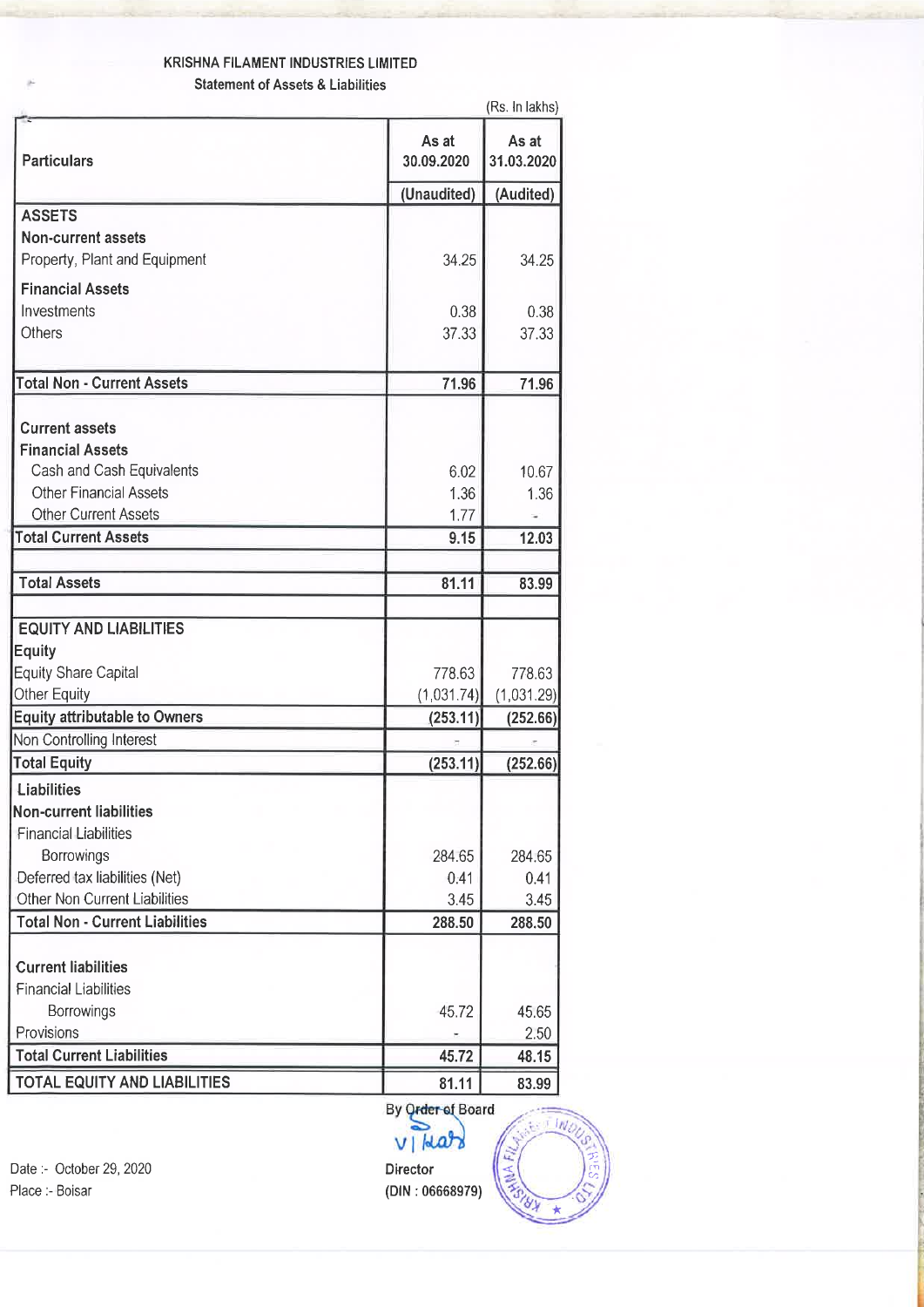# KRISHNA FILAMENT INDUSTRIES LIMITED

## Statement of Assets & Liabilities

(Rs. In lakhs)

| Particulars | As at 30.09.2020 | As at 31.03.2020 |
|---|---|---|
| | (Unaudited) | (Audited) |
| **ASSETS** | | |
| **Non-current assets** | | |
| Property, Plant and Equipment | 34.25 | 34.25 |
| **Financial Assets** | | |
| Investments | 0.38 | 0.38 |
| Others | 37.33 | 37.33 |
| **Total Non - Current Assets** | **71.96** | **71.96** |
| **Current assets** | | |
| **Financial Assets** | | |
| Cash and Cash Equivalents | 6.02 | 10.67 |
| Other Financial Assets | 1.36 | 1.36 |
| Other Current Assets | 1.77 | - |
| **Total Current Assets** | **9.15** | **12.03** |
| **Total Assets** | **81.11** | **83.99** |
| **EQUITY AND LIABILITIES** | | |
| **Equity** | | |
| Equity Share Capital | 778.63 | 778.63 |
| Other Equity | (1,031.74) | (1,031.29) |
| **Equity attributable to Owners** | **(253.11)** | **(252.66)** |
| Non Controlling Interest | - | - |
| **Total Equity** | **(253.11)** | **(252.66)** |
| **Liabilities** | | |
| **Non-current liabilities** | | |
| Financial Liabilities | | |
| Borrowings | 284.65 | 284.65 |
| Deferred tax liabilities (Net) | 0.41 | 0.41 |
| Other Non Current Liabilities | 3.45 | 3.45 |
| **Total Non - Current Liabilities** | **288.50** | **288.50** |
| **Current liabilities** | | |
| Financial Liabilities | | |
| Borrowings | 45.72 | 45.65 |
| Provisions | - | 2.50 |
| **Total Current Liabilities** | **45.72** | **48.15** |
| **TOTAL EQUITY AND LIABILITIES** | **81.11** | **83.99** |

By Order of Board

Director
(DIN : 06668979)

Date :- October 29, 2020
Place :- Boisar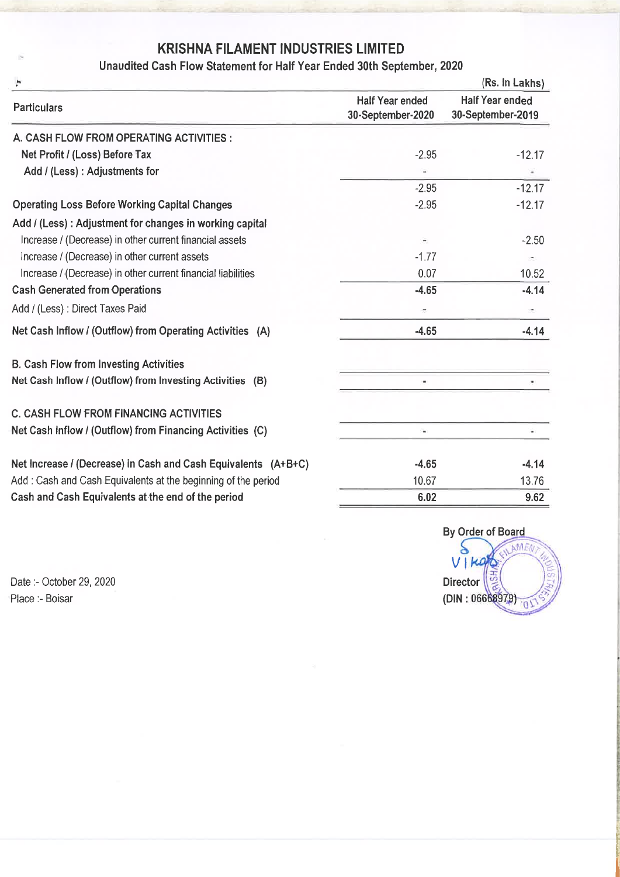# KRISHNA FILAMENT INDUSTRIES LIMITED

## Unaudited Cash Flow Statement for Half Year Ended 30th September, 2020

(Rs. In Lakhs)

| Particulars | Half Year ended 30-September-2020 | Half Year ended 30-September-2019 |
|---|---|---|
| **A. CASH FLOW FROM OPERATING ACTIVITIES :** | | |
| **Net Profit / (Loss) Before Tax** | -2.95 | -12.17 |
| **Add / (Less) : Adjustments for** | - | - |
| | -2.95 | -12.17 |
| **Operating Loss Before Working Capital Changes** | -2.95 | -12.17 |
| **Add / (Less) : Adjustment for changes in working capital** | | |
| Increase / (Decrease) in other current financial assets | - | -2.50 |
| Increase / (Decrease) in other current assets | -1.77 | - |
| Increase / (Decrease) in other current financial liabilities | 0.07 | 10.52 |
| **Cash Generated from Operations** | **-4.65** | **-4.14** |
| Add / (Less) : Direct Taxes Paid | - | - |
| **Net Cash Inflow / (Outflow) from Operating Activities (A)** | **-4.65** | **-4.14** |
| **B. Cash Flow from Investing Activities** | | |
| **Net Cash Inflow / (Outflow) from Investing Activities (B)** | - | - |
| **C. CASH FLOW FROM FINANCING ACTIVITIES** | | |
| **Net Cash Inflow / (Outflow) from Financing Activities (C)** | - | - |
| **Net Increase / (Decrease) in Cash and Cash Equivalents (A+B+C)** | **-4.65** | **-4.14** |
| Add : Cash and Cash Equivalents at the beginning of the period | 10.67 | 13.76 |
| **Cash and Cash Equivalents at the end of the period** | **6.02** | **9.62** |

By Order of Board

Vikas

Director

(DIN : 06668979)

Date :- October 29, 2020

Place :- Boisar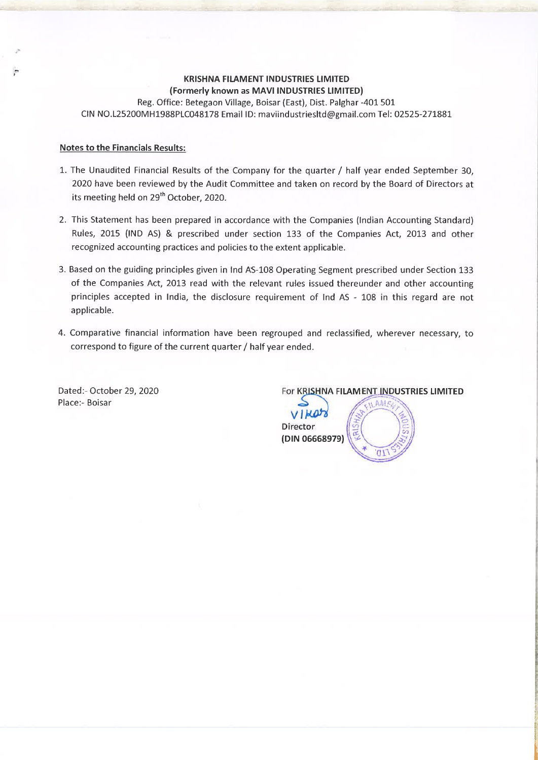**KRISHNA FILAMENT INDUSTRIES LIMITED**
**(Formerly known as MAVI INDUSTRIES LIMITED)**
Reg. Office: Betegaon Village, Boisar (East), Dist. Palghar -401 501
CIN NO.L25200MH1988PLC048178 Email ID: maviindustriesltd@gmail.com Tel: 02525-271881

**Notes to the Financials Results:**

1. The Unaudited Financial Results of the Company for the quarter / half year ended September 30, 2020 have been reviewed by the Audit Committee and taken on record by the Board of Directors at its meeting held on 29th October, 2020.
2. This Statement has been prepared in accordance with the Companies (Indian Accounting Standard) Rules, 2015 (IND AS) & prescribed under section 133 of the Companies Act, 2013 and other recognized accounting practices and policies to the extent applicable.
3. Based on the guiding principles given in Ind AS-108 Operating Segment prescribed under Section 133 of the Companies Act, 2013 read with the relevant rules issued thereunder and other accounting principles accepted in India, the disclosure requirement of Ind AS - 108 in this regard are not applicable.
4. Comparative financial information have been regrouped and reclassified, wherever necessary, to correspond to figure of the current quarter / half year ended.

Dated:- October 29, 2020
Place:- Boisar

For KRISHNA FILAMENT INDUSTRIES LIMITED

Vikas
Director
(DIN 06668979)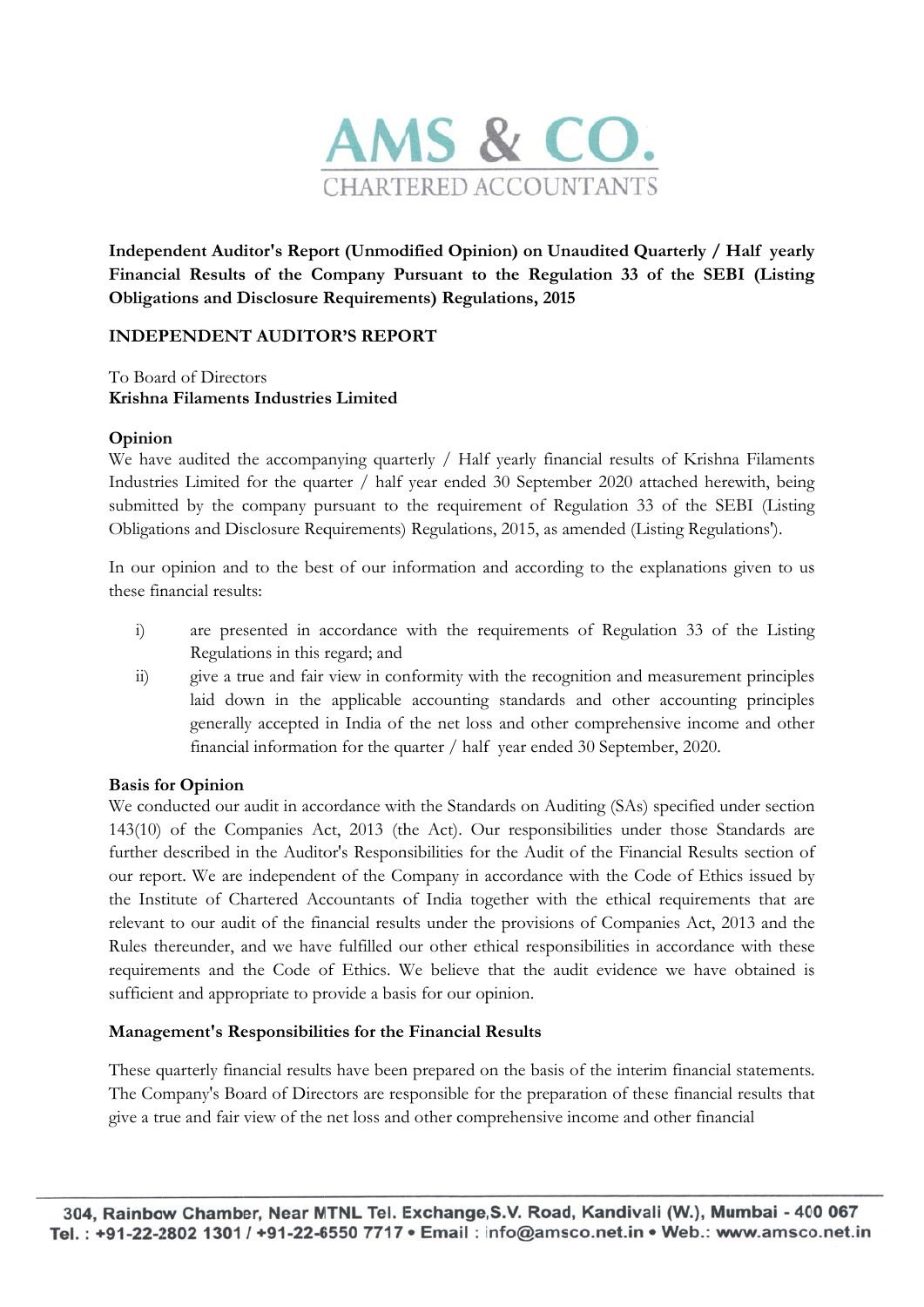# AMS & CO.

CHARTERED ACCOUNTANTS

**Independent Auditor's Report (Unmodified Opinion) on Unaudited Quarterly / Half yearly Financial Results of the Company Pursuant to the Regulation 33 of the SEBI (Listing Obligations and Disclosure Requirements) Regulations, 2015**

**INDEPENDENT AUDITOR'S REPORT**

To Board of Directors
**Krishna Filaments Industries Limited**

**Opinion**

We have audited the accompanying quarterly / Half yearly financial results of Krishna Filaments Industries Limited for the quarter / half year ended 30 September 2020 attached herewith, being submitted by the company pursuant to the requirement of Regulation 33 of the SEBI (Listing Obligations and Disclosure Requirements) Regulations, 2015, as amended (Listing Regulations').

In our opinion and to the best of our information and according to the explanations given to us these financial results:

i) are presented in accordance with the requirements of Regulation 33 of the Listing Regulations in this regard; and

ii) give a true and fair view in conformity with the recognition and measurement principles laid down in the applicable accounting standards and other accounting principles generally accepted in India of the net loss and other comprehensive income and other financial information for the quarter / half year ended 30 September, 2020.

**Basis for Opinion**

We conducted our audit in accordance with the Standards on Auditing (SAs) specified under section 143(10) of the Companies Act, 2013 (the Act). Our responsibilities under those Standards are further described in the Auditor's Responsibilities for the Audit of the Financial Results section of our report. We are independent of the Company in accordance with the Code of Ethics issued by the Institute of Chartered Accountants of India together with the ethical requirements that are relevant to our audit of the financial results under the provisions of Companies Act, 2013 and the Rules thereunder, and we have fulfilled our other ethical responsibilities in accordance with these requirements and the Code of Ethics. We believe that the audit evidence we have obtained is sufficient and appropriate to provide a basis for our opinion.

**Management's Responsibilities for the Financial Results**

These quarterly financial results have been prepared on the basis of the interim financial statements. The Company's Board of Directors are responsible for the preparation of these financial results that give a true and fair view of the net loss and other comprehensive income and other financial

304, Rainbow Chamber, Near MTNL Tel. Exchange,S.V. Road, Kandivali (W.), Mumbai - 400 067
Tel. : +91-22-2802 1301 / +91-22-6550 7717 • Email : info@amsco.net.in • Web.: www.amsco.net.in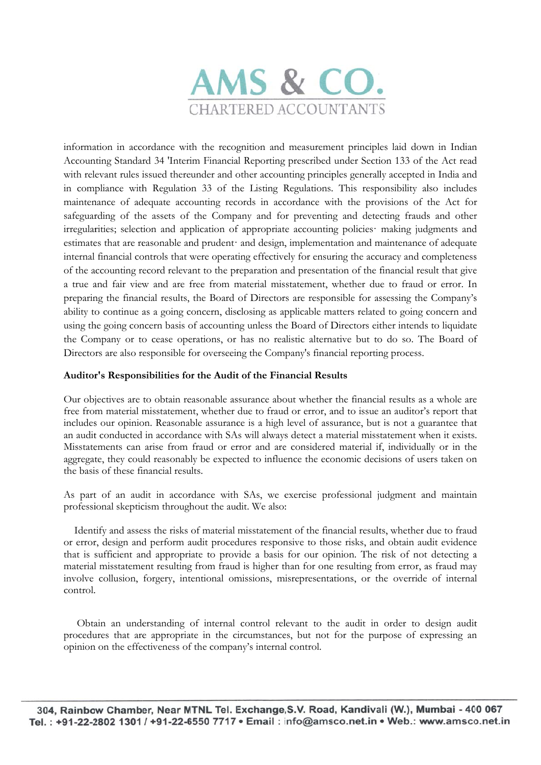information in accordance with the recognition and measurement principles laid down in Indian Accounting Standard 34 'Interim Financial Reporting prescribed under Section 133 of the Act read with relevant rules issued thereunder and other accounting principles generally accepted in India and in compliance with Regulation 33 of the Listing Regulations. This responsibility also includes maintenance of adequate accounting records in accordance with the provisions of the Act for safeguarding of the assets of the Company and for preventing and detecting frauds and other irregularities; selection and application of appropriate accounting policies· making judgments and estimates that are reasonable and prudent· and design, implementation and maintenance of adequate internal financial controls that were operating effectively for ensuring the accuracy and completeness of the accounting record relevant to the preparation and presentation of the financial result that give a true and fair view and are free from material misstatement, whether due to fraud or error. In preparing the financial results, the Board of Directors are responsible for assessing the Company's ability to continue as a going concern, disclosing as applicable matters related to going concern and using the going concern basis of accounting unless the Board of Directors either intends to liquidate the Company or to cease operations, or has no realistic alternative but to do so. The Board of Directors are also responsible for overseeing the Company's financial reporting process.

**Auditor's Responsibilities for the Audit of the Financial Results**

Our objectives are to obtain reasonable assurance about whether the financial results as a whole are free from material misstatement, whether due to fraud or error, and to issue an auditor's report that includes our opinion. Reasonable assurance is a high level of assurance, but is not a guarantee that an audit conducted in accordance with SAs will always detect a material misstatement when it exists. Misstatements can arise from fraud or error and are considered material if, individually or in the aggregate, they could reasonably be expected to influence the economic decisions of users taken on the basis of these financial results.

As part of an audit in accordance with SAs, we exercise professional judgment and maintain professional skepticism throughout the audit. We also:

Identify and assess the risks of material misstatement of the financial results, whether due to fraud or error, design and perform audit procedures responsive to those risks, and obtain audit evidence that is sufficient and appropriate to provide a basis for our opinion. The risk of not detecting a material misstatement resulting from fraud is higher than for one resulting from error, as fraud may involve collusion, forgery, intentional omissions, misrepresentations, or the override of internal control.

Obtain an understanding of internal control relevant to the audit in order to design audit procedures that are appropriate in the circumstances, but not for the purpose of expressing an opinion on the effectiveness of the company's internal control.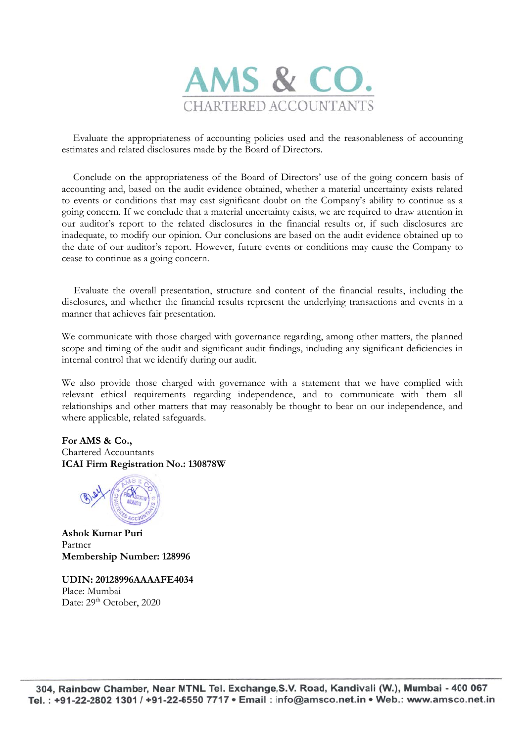Evaluate the appropriateness of accounting policies used and the reasonableness of accounting estimates and related disclosures made by the Board of Directors.

Conclude on the appropriateness of the Board of Directors' use of the going concern basis of accounting and, based on the audit evidence obtained, whether a material uncertainty exists related to events or conditions that may cast significant doubt on the Company's ability to continue as a going concern. If we conclude that a material uncertainty exists, we are required to draw attention in our auditor's report to the related disclosures in the financial results or, if such disclosures are inadequate, to modify our opinion. Our conclusions are based on the audit evidence obtained up to the date of our auditor's report. However, future events or conditions may cause the Company to cease to continue as a going concern.

Evaluate the overall presentation, structure and content of the financial results, including the disclosures, and whether the financial results represent the underlying transactions and events in a manner that achieves fair presentation.

We communicate with those charged with governance regarding, among other matters, the planned scope and timing of the audit and significant audit findings, including any significant deficiencies in internal control that we identify during our audit.

We also provide those charged with governance with a statement that we have complied with relevant ethical requirements regarding independence, and to communicate with them all relationships and other matters that may reasonably be thought to bear on our independence, and where applicable, related safeguards.

**For AMS & Co.,**
Chartered Accountants
**ICAI Firm Registration No.: 130878W**

**Ashok Kumar Puri**
Partner
**Membership Number: 128996**

**UDIN: 20128996AAAAFE4034**
Place: Mumbai
Date: 29th October, 2020